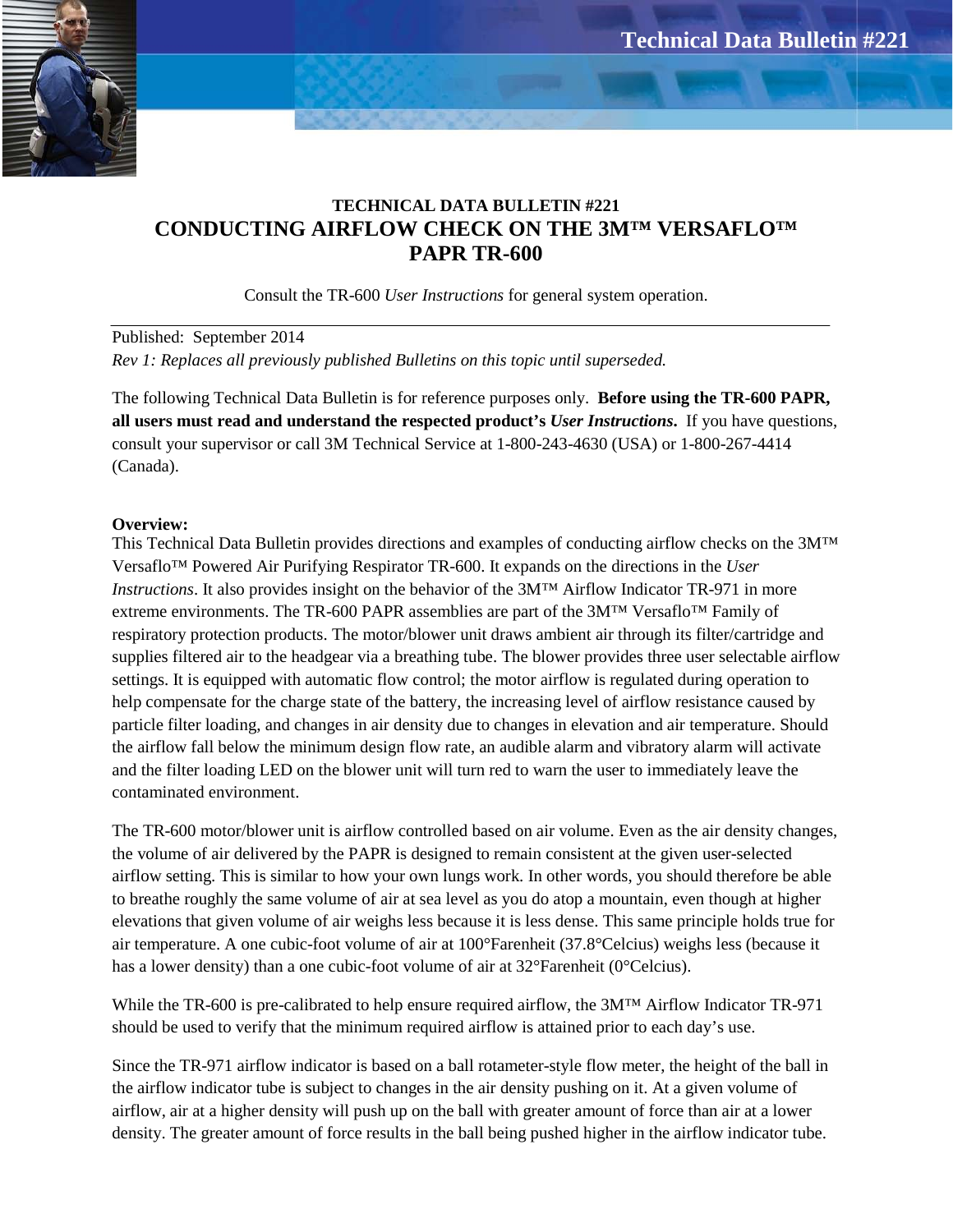# TECHNICAL DATA BULLETIN #221

## CONDUCTING AIRFLOW CHECK ON THE 3M™ VERSAFLO™ PAPR TR-600

Consult the TR-600 *User Instructions* for general system operation.

---

Published: September 2014

*Rev 1: Replaces all previously published Bulletins on this topic until superseded.*

The following Technical Data Bulletin is for reference purposes only. **Before using the TR-600 PAPR, all users must read and understand the respected product's *User Instructions*.** If you have questions, consult your supervisor or call 3M Technical Service at 1-800-243-4630 (USA) or 1-800-267-4414 (Canada).

**Overview:**

This Technical Data Bulletin provides directions and examples of conducting airflow checks on the 3M™ Versaflo™ Powered Air Purifying Respirator TR-600. It expands on the directions in the *User Instructions*. It also provides insight on the behavior of the 3M™ Airflow Indicator TR-971 in more extreme environments. The TR-600 PAPR assemblies are part of the 3M™ Versaflo™ Family of respiratory protection products. The motor/blower unit draws ambient air through its filter/cartridge and supplies filtered air to the headgear via a breathing tube. The blower provides three user selectable airflow settings. It is equipped with automatic flow control; the motor airflow is regulated during operation to help compensate for the charge state of the battery, the increasing level of airflow resistance caused by particle filter loading, and changes in air density due to changes in elevation and air temperature. Should the airflow fall below the minimum design flow rate, an audible alarm and vibratory alarm will activate and the filter loading LED on the blower unit will turn red to warn the user to immediately leave the contaminated environment.

The TR-600 motor/blower unit is airflow controlled based on air volume. Even as the air density changes, the volume of air delivered by the PAPR is designed to remain consistent at the given user-selected airflow setting. This is similar to how your own lungs work. In other words, you should therefore be able to breathe roughly the same volume of air at sea level as you do atop a mountain, even though at higher elevations that given volume of air weighs less because it is less dense. This same principle holds true for air temperature. A one cubic-foot volume of air at 100°Farenheit (37.8°Celcius) weighs less (because it has a lower density) than a one cubic-foot volume of air at 32°Farenheit (0°Celcius).

While the TR-600 is pre-calibrated to help ensure required airflow, the 3M™ Airflow Indicator TR-971 should be used to verify that the minimum required airflow is attained prior to each day's use.

Since the TR-971 airflow indicator is based on a ball rotameter-style flow meter, the height of the ball in the airflow indicator tube is subject to changes in the air density pushing on it. At a given volume of airflow, air at a higher density will push up on the ball with greater amount of force than air at a lower density. The greater amount of force results in the ball being pushed higher in the airflow indicator tube.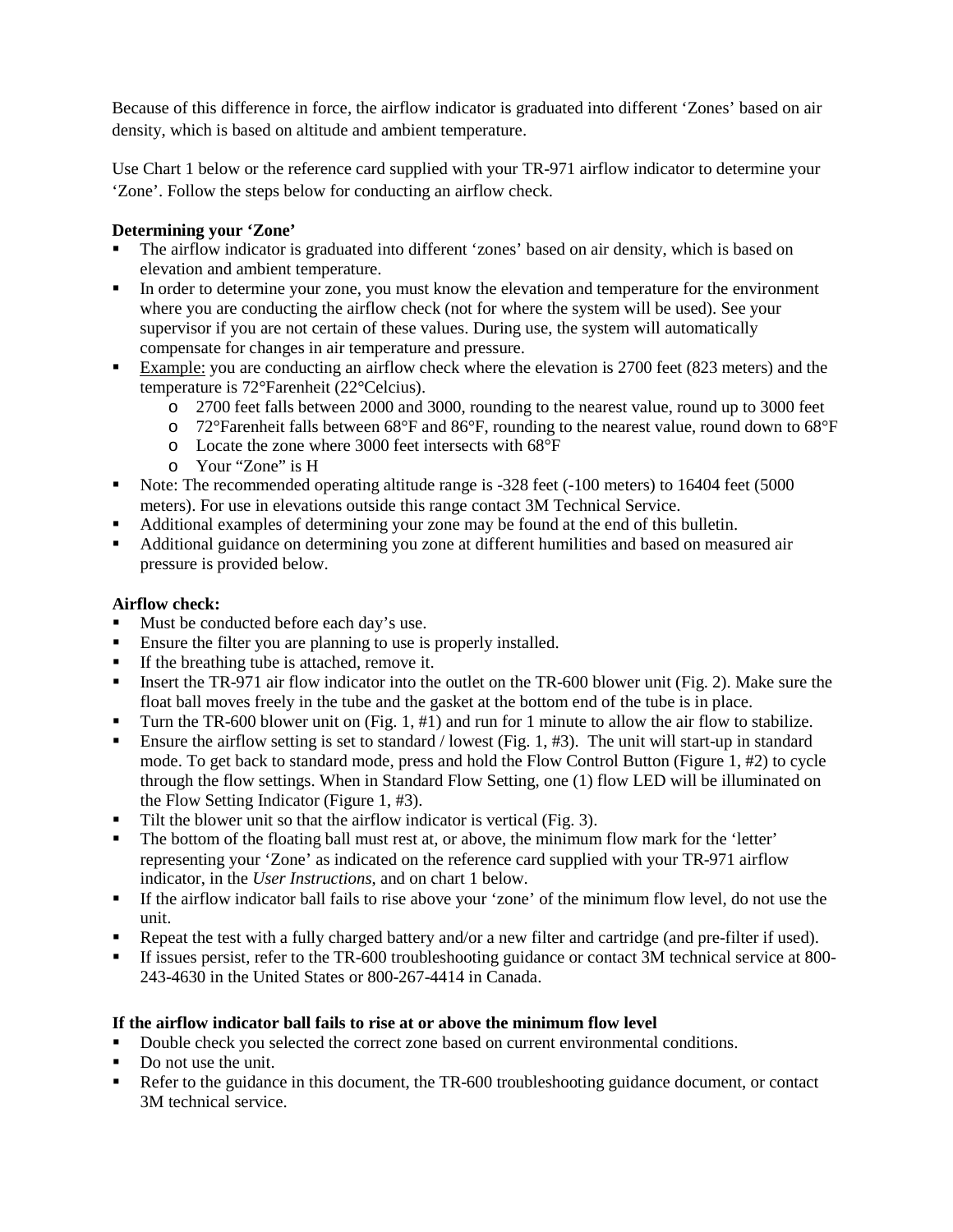Because of this difference in force, the airflow indicator is graduated into different 'Zones' based on air density, which is based on altitude and ambient temperature.

Use Chart 1 below or the reference card supplied with your TR-971 airflow indicator to determine your 'Zone'. Follow the steps below for conducting an airflow check.

**Determining your 'Zone'**

- The airflow indicator is graduated into different 'zones' based on air density, which is based on elevation and ambient temperature.
- In order to determine your zone, you must know the elevation and temperature for the environment where you are conducting the airflow check (not for where the system will be used). See your supervisor if you are not certain of these values. During use, the system will automatically compensate for changes in air temperature and pressure.
- Example: you are conducting an airflow check where the elevation is 2700 feet (823 meters) and the temperature is 72°Farenheit (22°Celcius).
  - 2700 feet falls between 2000 and 3000, rounding to the nearest value, round up to 3000 feet
  - 72°Farenheit falls between 68°F and 86°F, rounding to the nearest value, round down to 68°F
  - Locate the zone where 3000 feet intersects with 68°F
  - Your "Zone" is H
- Note: The recommended operating altitude range is -328 feet (-100 meters) to 16404 feet (5000 meters). For use in elevations outside this range contact 3M Technical Service.
- Additional examples of determining your zone may be found at the end of this bulletin.
- Additional guidance on determining you zone at different humilities and based on measured air pressure is provided below.

**Airflow check:**

- Must be conducted before each day's use.
- Ensure the filter you are planning to use is properly installed.
- If the breathing tube is attached, remove it.
- Insert the TR-971 air flow indicator into the outlet on the TR-600 blower unit (Fig. 2). Make sure the float ball moves freely in the tube and the gasket at the bottom end of the tube is in place.
- Turn the TR-600 blower unit on (Fig. 1, #1) and run for 1 minute to allow the air flow to stabilize.
- Ensure the airflow setting is set to standard / lowest (Fig. 1, #3). The unit will start-up in standard mode. To get back to standard mode, press and hold the Flow Control Button (Figure 1, #2) to cycle through the flow settings. When in Standard Flow Setting, one (1) flow LED will be illuminated on the Flow Setting Indicator (Figure 1, #3).
- Tilt the blower unit so that the airflow indicator is vertical (Fig. 3).
- The bottom of the floating ball must rest at, or above, the minimum flow mark for the 'letter' representing your 'Zone' as indicated on the reference card supplied with your TR-971 airflow indicator, in the *User Instructions*, and on chart 1 below.
- If the airflow indicator ball fails to rise above your 'zone' of the minimum flow level, do not use the unit.
- Repeat the test with a fully charged battery and/or a new filter and cartridge (and pre-filter if used).
- If issues persist, refer to the TR-600 troubleshooting guidance or contact 3M technical service at 800-243-4630 in the United States or 800-267-4414 in Canada.

**If the airflow indicator ball fails to rise at or above the minimum flow level**

- Double check you selected the correct zone based on current environmental conditions.
- Do not use the unit.
- Refer to the guidance in this document, the TR-600 troubleshooting guidance document, or contact 3M technical service.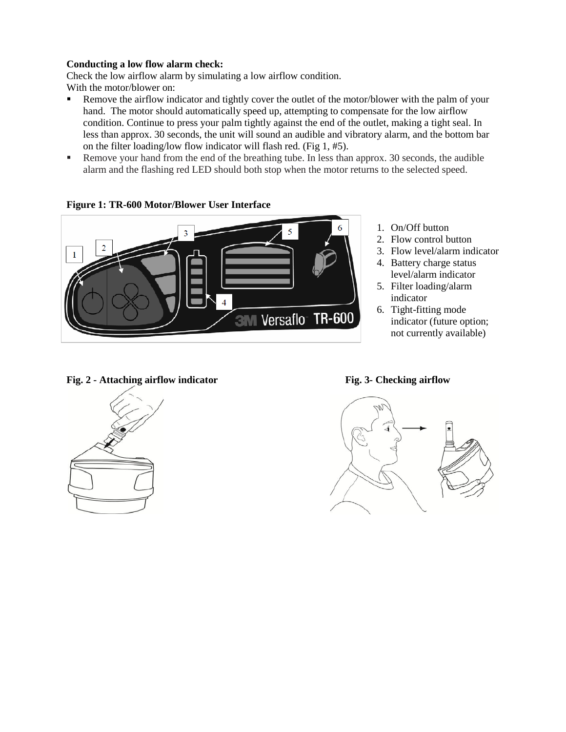**Conducting a low flow alarm check:**

Check the low airflow alarm by simulating a low airflow condition.

With the motor/blower on:

- Remove the airflow indicator and tightly cover the outlet of the motor/blower with the palm of your hand. The motor should automatically speed up, attempting to compensate for the low airflow condition. Continue to press your palm tightly against the end of the outlet, making a tight seal. In less than approx. 30 seconds, the unit will sound an audible and vibratory alarm, and the bottom bar on the filter loading/low flow indicator will flash red. (Fig 1, #5).
- Remove your hand from the end of the breathing tube. In less than approx. 30 seconds, the audible alarm and the flashing red LED should both stop when the motor returns to the selected speed.

**Figure 1: TR-600 Motor/Blower User Interface**

1. On/Off button
2. Flow control button
3. Flow level/alarm indicator
4. Battery charge status level/alarm indicator
5. Filter loading/alarm indicator
6. Tight-fitting mode indicator (future option; not currently available)

**Fig. 2 - Attaching airflow indicator**

**Fig. 3- Checking airflow**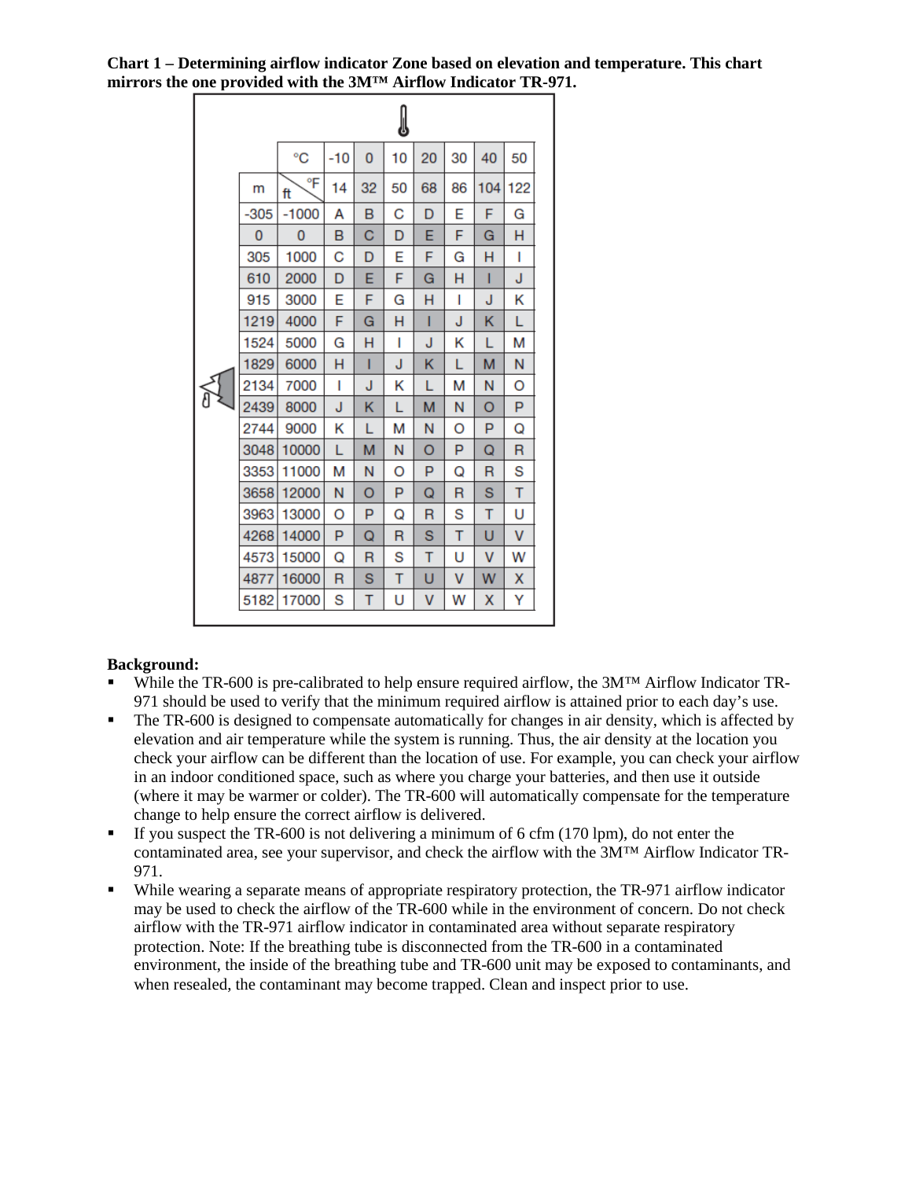**Chart 1 – Determining airflow indicator Zone based on elevation and temperature. This chart mirrors the one provided with the 3M™ Airflow Indicator TR-971.**

| | °C | -10 | 0 | 10 | 20 | 30 | 40 | 50 |
|---|---|---|---|---|---|---|---|---|
| m | ft \ °F | 14 | 32 | 50 | 68 | 86 | 104 | 122 |
| -305 | -1000 | A | B | C | D | E | F | G |
| 0 | 0 | B | C | D | E | F | G | H |
| 305 | 1000 | C | D | E | F | G | H | I |
| 610 | 2000 | D | E | F | G | H | I | J |
| 915 | 3000 | E | F | G | H | I | J | K |
| 1219 | 4000 | F | G | H | I | J | K | L |
| 1524 | 5000 | G | H | I | J | K | L | M |
| 1829 | 6000 | H | I | J | K | L | M | N |
| 2134 | 7000 | I | J | K | L | M | N | O |
| 2439 | 8000 | J | K | L | M | N | O | P |
| 2744 | 9000 | K | L | M | N | O | P | Q |
| 3048 | 10000 | L | M | N | O | P | Q | R |
| 3353 | 11000 | M | N | O | P | Q | R | S |
| 3658 | 12000 | N | O | P | Q | R | S | T |
| 3963 | 13000 | O | P | Q | R | S | T | U |
| 4268 | 14000 | P | Q | R | S | T | U | V |
| 4573 | 15000 | Q | R | S | T | U | V | W |
| 4877 | 16000 | R | S | T | U | V | W | X |
| 5182 | 17000 | S | T | U | V | W | X | Y |

**Background:**

- While the TR-600 is pre-calibrated to help ensure required airflow, the 3M™ Airflow Indicator TR-971 should be used to verify that the minimum required airflow is attained prior to each day's use.
- The TR-600 is designed to compensate automatically for changes in air density, which is affected by elevation and air temperature while the system is running. Thus, the air density at the location you check your airflow can be different than the location of use. For example, you can check your airflow in an indoor conditioned space, such as where you charge your batteries, and then use it outside (where it may be warmer or colder). The TR-600 will automatically compensate for the temperature change to help ensure the correct airflow is delivered.
- If you suspect the TR-600 is not delivering a minimum of 6 cfm (170 lpm), do not enter the contaminated area, see your supervisor, and check the airflow with the 3M™ Airflow Indicator TR-971.
- While wearing a separate means of appropriate respiratory protection, the TR-971 airflow indicator may be used to check the airflow of the TR-600 while in the environment of concern. Do not check airflow with the TR-971 airflow indicator in contaminated area without separate respiratory protection. Note: If the breathing tube is disconnected from the TR-600 in a contaminated environment, the inside of the breathing tube and TR-600 unit may be exposed to contaminants, and when resealed, the contaminant may become trapped. Clean and inspect prior to use.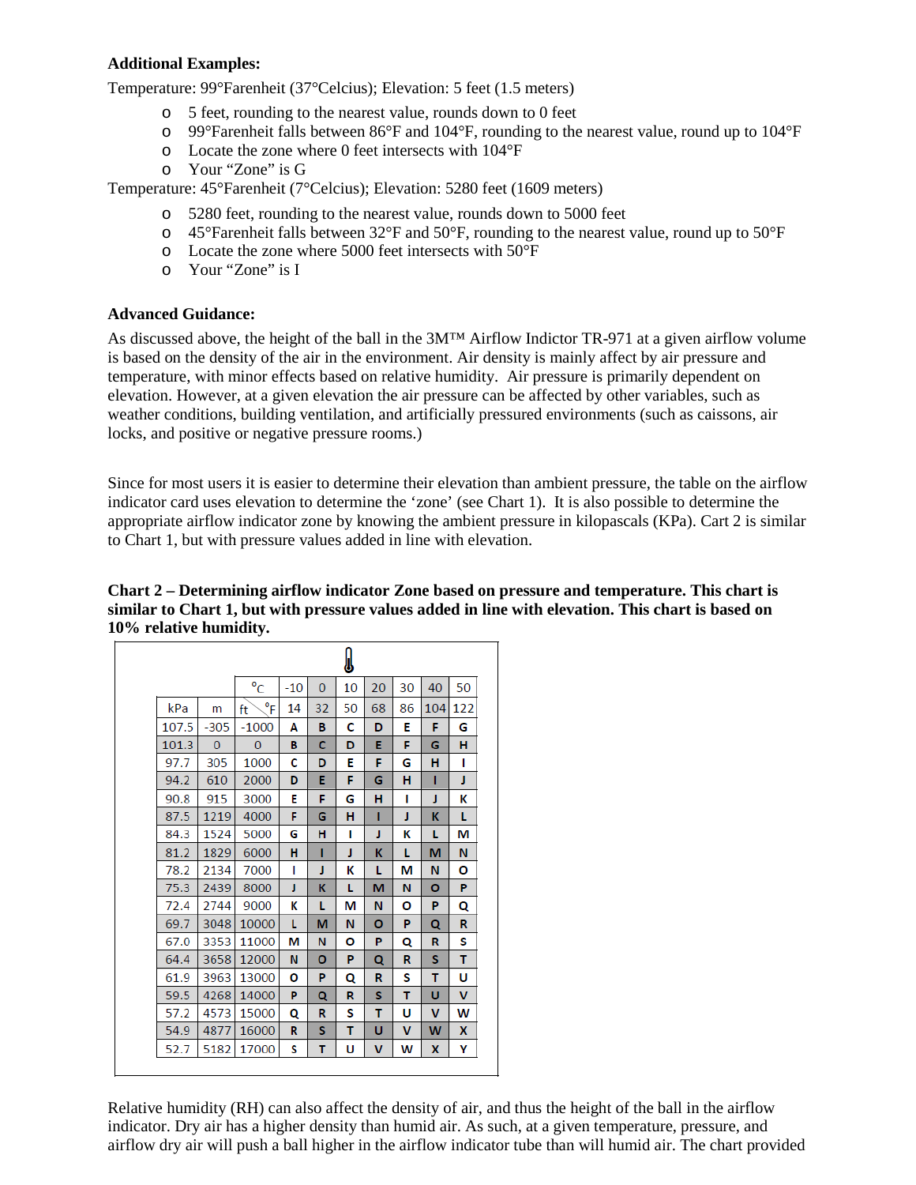**Additional Examples:**

Temperature: 99°Farenheit (37°Celcius); Elevation: 5 feet (1.5 meters)

- 5 feet, rounding to the nearest value, rounds down to 0 feet
- 99°Farenheit falls between 86°F and 104°F, rounding to the nearest value, round up to 104°F
- Locate the zone where 0 feet intersects with 104°F
- Your "Zone" is G

Temperature: 45°Farenheit (7°Celcius); Elevation: 5280 feet (1609 meters)

- 5280 feet, rounding to the nearest value, rounds down to 5000 feet
- 45°Farenheit falls between 32°F and 50°F, rounding to the nearest value, round up to 50°F
- Locate the zone where 5000 feet intersects with 50°F
- Your "Zone" is I

**Advanced Guidance:**

As discussed above, the height of the ball in the 3M™ Airflow Indictor TR-971 at a given airflow volume is based on the density of the air in the environment. Air density is mainly affect by air pressure and temperature, with minor effects based on relative humidity. Air pressure is primarily dependent on elevation. However, at a given elevation the air pressure can be affected by other variables, such as weather conditions, building ventilation, and artificially pressured environments (such as caissons, air locks, and positive or negative pressure rooms.)

Since for most users it is easier to determine their elevation than ambient pressure, the table on the airflow indicator card uses elevation to determine the 'zone' (see Chart 1). It is also possible to determine the appropriate airflow indicator zone by knowing the ambient pressure in kilopascals (KPa). Cart 2 is similar to Chart 1, but with pressure values added in line with elevation.

**Chart 2 – Determining airflow indicator Zone based on pressure and temperature. This chart is similar to Chart 1, but with pressure values added in line with elevation. This chart is based on 10% relative humidity.**

| | | °C | -10 | 0 | 10 | 20 | 30 | 40 | 50 |
|---|---|---|---|---|---|---|---|---|---|
| kPa | m | ft \ °F | 14 | 32 | 50 | 68 | 86 | 104 | 122 |
| 107.5 | -305 | -1000 | A | B | C | D | E | F | G |
| 101.3 | 0 | 0 | B | C | D | E | F | G | H |
| 97.7 | 305 | 1000 | C | D | E | F | G | H | I |
| 94.2 | 610 | 2000 | D | E | F | G | H | I | J |
| 90.8 | 915 | 3000 | E | F | G | H | I | J | K |
| 87.5 | 1219 | 4000 | F | G | H | I | J | K | L |
| 84.3 | 1524 | 5000 | G | H | I | J | K | L | M |
| 81.2 | 1829 | 6000 | H | I | J | K | L | M | N |
| 78.2 | 2134 | 7000 | I | J | K | L | M | N | O |
| 75.3 | 2439 | 8000 | J | K | L | M | N | O | P |
| 72.4 | 2744 | 9000 | K | L | M | N | O | P | Q |
| 69.7 | 3048 | 10000 | L | M | N | O | P | Q | R |
| 67.0 | 3353 | 11000 | M | N | O | P | Q | R | S |
| 64.4 | 3658 | 12000 | N | O | P | Q | R | S | T |
| 61.9 | 3963 | 13000 | O | P | Q | R | S | T | U |
| 59.5 | 4268 | 14000 | P | Q | R | S | T | U | V |
| 57.2 | 4573 | 15000 | Q | R | S | T | U | V | W |
| 54.9 | 4877 | 16000 | R | S | T | U | V | W | X |
| 52.7 | 5182 | 17000 | S | T | U | V | W | X | Y |

Relative humidity (RH) can also affect the density of air, and thus the height of the ball in the airflow indicator. Dry air has a higher density than humid air. As such, at a given temperature, pressure, and airflow dry air will push a ball higher in the airflow indicator tube than will humid air. The chart provided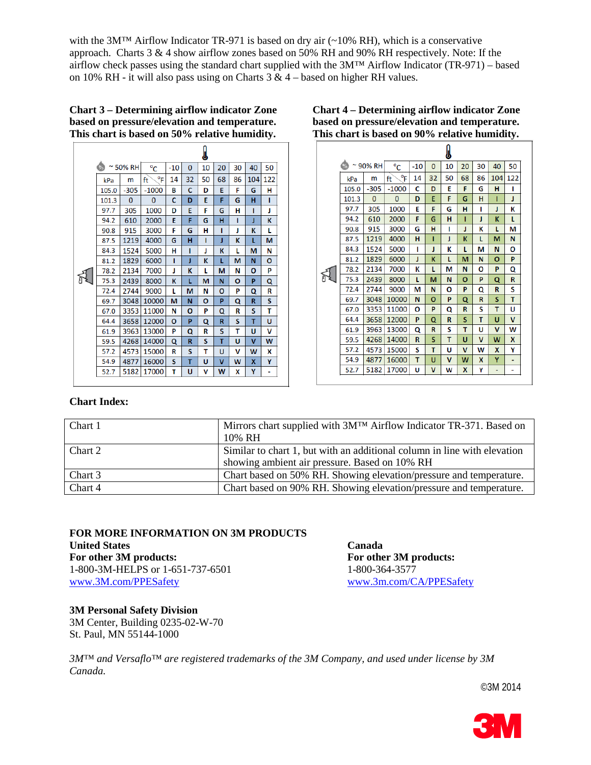with the 3M™ Airflow Indicator TR-971 is based on dry air (~10% RH), which is a conservative approach. Charts 3 & 4 show airflow zones based on 50% RH and 90% RH respectively. Note: If the airflow check passes using the standard chart supplied with the 3M™ Airflow Indicator (TR-971) – based on 10% RH - it will also pass using Charts 3 & 4 – based on higher RH values.

**Chart 3 – Determining airflow indicator Zone based on pressure/elevation and temperature. This chart is based on 50% relative humidity.**

| ~ 50% RH | | °C | -10 | 0 | 10 | 20 | 30 | 40 | 50 |
|---|---|---|---|---|---|---|---|---|---|
| kPa | m | ft / °F | 14 | 32 | 50 | 68 | 86 | 104 | 122 |
| 105.0 | -305 | -1000 | B | C | D | E | F | G | H |
| 101.3 | 0 | 0 | C | D | E | F | G | H | I |
| 97.7 | 305 | 1000 | D | E | F | G | H | I | J |
| 94.2 | 610 | 2000 | E | F | G | H | I | J | K |
| 90.8 | 915 | 3000 | F | G | H | I | J | K | L |
| 87.5 | 1219 | 4000 | G | H | I | J | K | L | M |
| 84.3 | 1524 | 5000 | H | I | J | K | L | M | N |
| 81.2 | 1829 | 6000 | I | J | K | L | M | N | O |
| 78.2 | 2134 | 7000 | J | K | L | M | N | O | P |
| 75.3 | 2439 | 8000 | K | L | M | N | O | P | Q |
| 72.4 | 2744 | 9000 | L | M | N | O | P | Q | R |
| 69.7 | 3048 | 10000 | M | N | O | P | Q | R | S |
| 67.0 | 3353 | 11000 | N | O | P | Q | R | S | T |
| 64.4 | 3658 | 12000 | O | P | Q | R | S | T | U |
| 61.9 | 3963 | 13000 | P | Q | R | S | T | U | V |
| 59.5 | 4268 | 14000 | Q | R | S | T | U | V | W |
| 57.2 | 4573 | 15000 | R | S | T | U | V | W | X |
| 54.9 | 4877 | 16000 | S | T | U | V | W | X | Y |
| 52.7 | 5182 | 17000 | T | U | V | W | X | Y | - |

**Chart 4 – Determining airflow indicator Zone based on pressure/elevation and temperature. This chart is based on 90% relative humidity.**

| ~ 90% RH | | °C | -10 | 0 | 10 | 20 | 30 | 40 | 50 |
|---|---|---|---|---|---|---|---|---|---|
| kPa | m | ft / °F | 14 | 32 | 50 | 68 | 86 | 104 | 122 |
| 105.0 | -305 | -1000 | C | D | E | F | G | H | I |
| 101.3 | 0 | 0 | D | E | F | G | H | I | J |
| 97.7 | 305 | 1000 | E | F | G | H | I | J | K |
| 94.2 | 610 | 2000 | F | G | H | I | J | K | L |
| 90.8 | 915 | 3000 | G | H | I | J | K | L | M |
| 87.5 | 1219 | 4000 | H | I | J | K | L | M | N |
| 84.3 | 1524 | 5000 | I | J | K | L | M | N | O |
| 81.2 | 1829 | 6000 | J | K | L | M | N | O | P |
| 78.2 | 2134 | 7000 | K | L | M | N | O | P | Q |
| 75.3 | 2439 | 8000 | L | M | N | O | P | Q | R |
| 72.4 | 2744 | 9000 | M | N | O | P | Q | R | S |
| 69.7 | 3048 | 10000 | N | O | P | Q | R | S | T |
| 67.0 | 3353 | 11000 | O | P | Q | R | S | T | U |
| 64.4 | 3658 | 12000 | P | Q | R | S | T | U | V |
| 61.9 | 3963 | 13000 | Q | R | S | T | U | V | W |
| 59.5 | 4268 | 14000 | R | S | T | U | V | W | X |
| 57.2 | 4573 | 15000 | S | T | U | V | W | X | Y |
| 54.9 | 4877 | 16000 | T | U | V | W | X | Y | - |
| 52.7 | 5182 | 17000 | U | V | W | X | Y | - | - |

**Chart Index:**

| | |
|---|---|
| Chart 1 | Mirrors chart supplied with 3M™ Airflow Indicator TR-371. Based on 10% RH |
| Chart 2 | Similar to chart 1, but with an additional column in line with elevation showing ambient air pressure. Based on 10% RH |
| Chart 3 | Chart based on 50% RH. Showing elevation/pressure and temperature. |
| Chart 4 | Chart based on 90% RH. Showing elevation/pressure and temperature. |

**FOR MORE INFORMATION ON 3M PRODUCTS**

**United States**
**For other 3M products:**
1-800-3M-HELPS or 1-651-737-6501
www.3M.com/PPESafety

**Canada**
**For other 3M products:**
1-800-364-3577
www.3m.com/CA/PPESafety

**3M Personal Safety Division**
3M Center, Building 0235-02-W-70
St. Paul, MN 55144-1000

*3M™ and Versaflo™ are registered trademarks of the 3M Company, and used under license by 3M Canada.*

©3M 2014